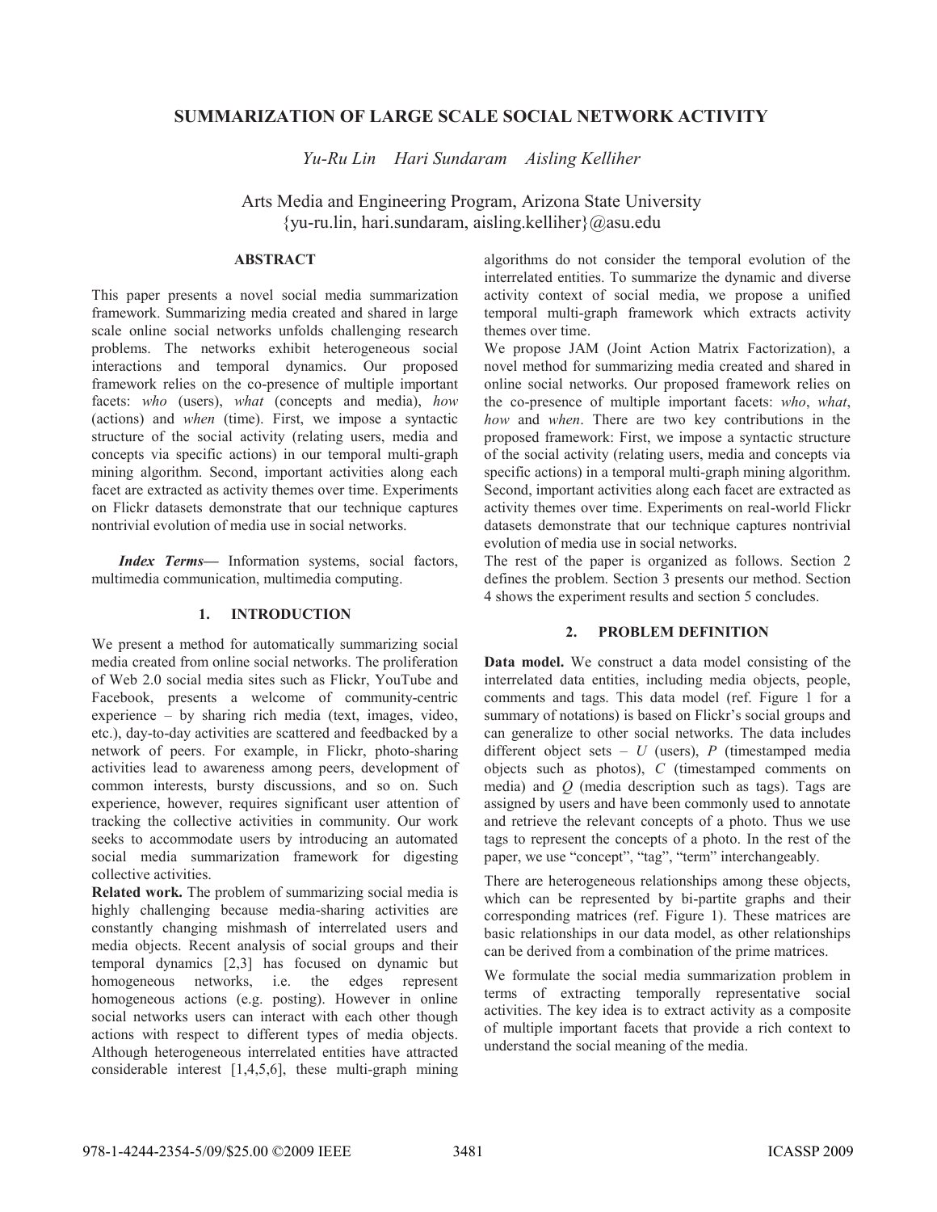# SUMMARIZATION OF LARGE SCALE SOCIAL NETWORK ACTIVITY

*Yu-Ru Lin Hari Sundaram Aisling Kelliher*

Arts Media and Engineering Program, Arizona State University
{yu-ru.lin, hari.sundaram, aisling.kelliher}@asu.edu

## ABSTRACT

This paper presents a novel social media summarization framework. Summarizing media created and shared in large scale online social networks unfolds challenging research problems. The networks exhibit heterogeneous social interactions and temporal dynamics. Our proposed framework relies on the co-presence of multiple important facets: *who* (users), *what* (concepts and media), *how* (actions) and *when* (time). First, we impose a syntactic structure of the social activity (relating users, media and concepts via specific actions) in our temporal multi-graph mining algorithm. Second, important activities along each facet are extracted as activity themes over time. Experiments on Flickr datasets demonstrate that our technique captures nontrivial evolution of media use in social networks.

***Index Terms—*** Information systems, social factors, multimedia communication, multimedia computing.

## 1. INTRODUCTION

We present a method for automatically summarizing social media created from online social networks. The proliferation of Web 2.0 social media sites such as Flickr, YouTube and Facebook, presents a welcome of community-centric experience – by sharing rich media (text, images, video, etc.), day-to-day activities are scattered and feedbacked by a network of peers. For example, in Flickr, photo-sharing activities lead to awareness among peers, development of common interests, bursty discussions, and so on. Such experience, however, requires significant user attention of tracking the collective activities in community. Our work seeks to accommodate users by introducing an automated social media summarization framework for digesting collective activities.

**Related work.** The problem of summarizing social media is highly challenging because media-sharing activities are constantly changing mishmash of interrelated users and media objects. Recent analysis of social groups and their temporal dynamics [2,3] has focused on dynamic but homogeneous networks, i.e. the edges represent homogeneous actions (e.g. posting). However in online social networks users can interact with each other though actions with respect to different types of media objects. Although heterogeneous interrelated entities have attracted considerable interest [1,4,5,6], these multi-graph mining algorithms do not consider the temporal evolution of the interrelated entities. To summarize the dynamic and diverse activity context of social media, we propose a unified temporal multi-graph framework which extracts activity themes over time.

We propose JAM (Joint Action Matrix Factorization), a novel method for summarizing media created and shared in online social networks. Our proposed framework relies on the co-presence of multiple important facets: *who*, *what*, *how* and *when*. There are two key contributions in the proposed framework: First, we impose a syntactic structure of the social activity (relating users, media and concepts via specific actions) in a temporal multi-graph mining algorithm. Second, important activities along each facet are extracted as activity themes over time. Experiments on real-world Flickr datasets demonstrate that our technique captures nontrivial evolution of media use in social networks.

The rest of the paper is organized as follows. Section 2 defines the problem. Section 3 presents our method. Section 4 shows the experiment results and section 5 concludes.

## 2. PROBLEM DEFINITION

**Data model.** We construct a data model consisting of the interrelated data entities, including media objects, people, comments and tags. This data model (ref. Figure 1 for a summary of notations) is based on Flickr's social groups and can generalize to other social networks. The data includes different object sets – $U$ (users), $P$ (timestamped media objects such as photos), $C$ (timestamped comments on media) and $Q$ (media description such as tags). Tags are assigned by users and have been commonly used to annotate and retrieve the relevant concepts of a photo. Thus we use tags to represent the concepts of a photo. In the rest of the paper, we use "concept", "tag", "term" interchangeably.

There are heterogeneous relationships among these objects, which can be represented by bi-partite graphs and their corresponding matrices (ref. Figure 1). These matrices are basic relationships in our data model, as other relationships can be derived from a combination of the prime matrices.

We formulate the social media summarization problem in terms of extracting temporally representative social activities. The key idea is to extract activity as a composite of multiple important facets that provide a rich context to understand the social meaning of the media.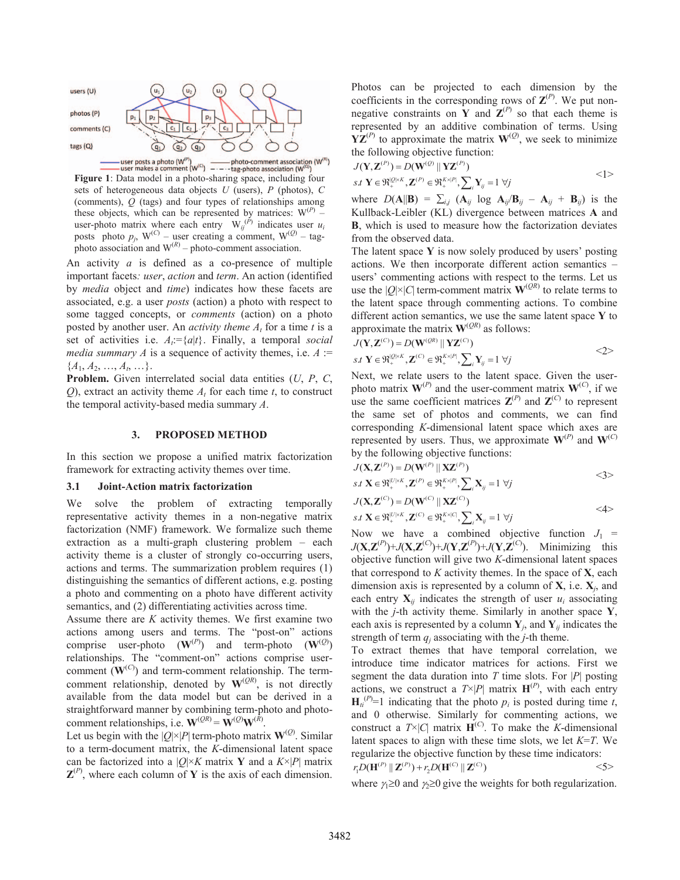**Figure 1**: Data model in a photo-sharing space, including four sets of heterogeneous data objects $U$ (users), $P$ (photos), $C$ (comments), $Q$ (tags) and four types of relationships among these objects, which can be represented by matrices: $W^{(P)}$ – user-photo matrix where each entry $W_{ij}^{(P)}$ indicates user $u_i$ posts photo $p_j$, $W^{(C)}$ – user creating a comment, $W^{(Q)}$ – tag-photo association and $W^{(R)}$ – photo-comment association.

An activity $a$ is defined as a co-presence of multiple important facets*: user*, *action* and *term*. An action (identified by *media* object and *time*) indicates how these facets are associated, e.g. a user *posts* (action) a photo with respect to some tagged concepts, or *comments* (action) on a photo posted by another user. An *activity theme* $A_t$ for a time $t$ is a set of activities i.e. $A_t$:={$a|t$}. Finally, a temporal *social media summary* $A$ is a sequence of activity themes, i.e. $A$ := {$A_1, A_2, \ldots, A_t, \ldots$}.

**Problem.** Given interrelated social data entities ($U$, $P$, $C$, $Q$), extract an activity theme $A_t$ for each time $t$, to construct the temporal activity-based media summary $A$.

## 3. PROPOSED METHOD

In this section we propose a unified matrix factorization framework for extracting activity themes over time.

### 3.1 Joint-Action matrix factorization

We solve the problem of extracting temporally representative activity themes in a non-negative matrix factorization (NMF) framework. We formalize such theme extraction as a multi-graph clustering problem – each activity theme is a cluster of strongly co-occurring users, actions and terms. The summarization problem requires (1) distinguishing the semantics of different actions, e.g. posting a photo and commenting on a photo have different activity semantics, and (2) differentiating activities across time.

Assume there are $K$ activity themes. We first examine two actions among users and terms. The "post-on" actions comprise user-photo ($\mathbf{W}^{(P)}$) and term-photo ($\mathbf{W}^{(Q)}$) relationships. The "comment-on" actions comprise user-comment ($\mathbf{W}^{(C)}$) and term-comment relationship. The term-comment relationship, denoted by $\mathbf{W}^{(QR)}$, is not directly available from the data model but can be derived in a straightforward manner by combining term-photo and photo-comment relationships, i.e. $\mathbf{W}^{(QR)} = \mathbf{W}^{(Q)}\mathbf{W}^{(R)}$.

Let us begin with the $|Q|\times|P|$ term-photo matrix $\mathbf{W}^{(Q)}$. Similar to a term-document matrix, the $K$-dimensional latent space can be factorized into a $|Q|\times K$ matrix $\mathbf{Y}$ and a $K\times|P|$ matrix $\mathbf{Z}^{(P)}$, where each column of $\mathbf{Y}$ is the axis of each dimension. Photos can be projected to each dimension by the coefficients in the corresponding rows of $\mathbf{Z}^{(P)}$. We put non-negative constraints on $\mathbf{Y}$ and $\mathbf{Z}^{(P)}$ so that each theme is represented by an additive combination of terms. Using $\mathbf{YZ}^{(P)}$ to approximate the matrix $\mathbf{W}^{(Q)}$, we seek to minimize the following objective function:

$$J(\mathbf{Y},\mathbf{Z}^{(P)}) = D(\mathbf{W}^{(Q)} \,||\, \mathbf{YZ}^{(P)})$$
$$s.t\ \mathbf{Y} \in \Re_+^{|Q|\times K}, \mathbf{Z}^{(P)} \in \Re_+^{K\times|P|}, \sum_i \mathbf{Y}_{ij} = 1\ \forall j \qquad <1>$$

where $D(\mathbf{A}||\mathbf{B}) = \sum_{i,j} (\mathbf{A}_{ij} \log \mathbf{A}_{ij}/\mathbf{B}_{ij} - \mathbf{A}_{ij} + \mathbf{B}_{ij})$ is the Kullback-Leibler (KL) divergence between matrices $\mathbf{A}$ and $\mathbf{B}$, which is used to measure how the factorization deviates from the observed data.

The latent space $\mathbf{Y}$ is now solely produced by users' posting actions. We then incorporate different action semantics – users' commenting actions with respect to the terms. Let us use the $|Q|\times|C|$ term-comment matrix $\mathbf{W}^{(QR)}$ to relate terms to the latent space through commenting actions. To combine different action semantics, we use the same latent space $\mathbf{Y}$ to approximate the matrix $\mathbf{W}^{(QR)}$ as follows:

$$J(\mathbf{Y},\mathbf{Z}^{(C)}) = D(\mathbf{W}^{(QR)} \,||\, \mathbf{YZ}^{(C)})$$
$$s.t\ \mathbf{Y} \in \Re_+^{|Q|\times K}, \mathbf{Z}^{(C)} \in \Re_+^{K\times|P|}, \sum_i \mathbf{Y}_{ij} = 1\ \forall j \qquad <2>$$

Next, we relate users to the latent space. Given the user-photo matrix $\mathbf{W}^{(P)}$ and the user-comment matrix $\mathbf{W}^{(C)}$, if we use the same coefficient matrices $\mathbf{Z}^{(P)}$ and $\mathbf{Z}^{(C)}$ to represent the same set of photos and comments, we can find corresponding $K$-dimensional latent space which axes are represented by users. Thus, we approximate $\mathbf{W}^{(P)}$ and $\mathbf{W}^{(C)}$ by the following objective functions:

$$J(\mathbf{X},\mathbf{Z}^{(P)}) = D(\mathbf{W}^{(P)} \,||\, \mathbf{XZ}^{(P)})$$
$$s.t\ \mathbf{X} \in \Re_+^{|U|\times K}, \mathbf{Z}^{(P)} \in \Re_+^{K\times|P|}, \sum_i \mathbf{X}_{ij} = 1\ \forall j \qquad <3>$$

$$J(\mathbf{X},\mathbf{Z}^{(C)}) = D(\mathbf{W}^{(C)} \,||\, \mathbf{XZ}^{(C)})$$
$$s.t\ \mathbf{X} \in \Re_+^{|U|\times K}, \mathbf{Z}^{(C)} \in \Re_+^{K\times|C|}, \sum_i \mathbf{X}_{ij} = 1\ \forall j \qquad <4>$$

Now we have a combined objective function $J_1 = J(\mathbf{X},\mathbf{Z}^{(P)})+J(\mathbf{X},\mathbf{Z}^{(C)})+J(\mathbf{Y},\mathbf{Z}^{(P)})+J(\mathbf{Y},\mathbf{Z}^{(C)})$. Minimizing this objective function will give two $K$-dimensional latent spaces that correspond to $K$ activity themes. In the space of $\mathbf{X}$, each dimension axis is represented by a column of $\mathbf{X}$, i.e. $\mathbf{X}_j$, and each entry $\mathbf{X}_{ij}$ indicates the strength of user $u_i$ associating with the $j$-th activity theme. Similarly in another space $\mathbf{Y}$, each axis is represented by a column $\mathbf{Y}_j$, and $\mathbf{Y}_{ij}$ indicates the strength of term $q_j$ associating with the $j$-th theme.

To extract themes that have temporal correlation, we introduce time indicator matrices for actions. First we segment the data duration into $T$ time slots. For $|P|$ posting actions, we construct a $T\times|P|$ matrix $\mathbf{H}^{(P)}$, with each entry $\mathbf{H}_{ti}^{(P)}$=1 indicating that the photo $p_i$ is posted during time $t$, and 0 otherwise. Similarly for commenting actions, we construct a $T\times|C|$ matrix $\mathbf{H}^{(C)}$. To make the $K$-dimensional latent spaces to align with these time slots, we let $K$=$T$. We regularize the objective function by these time indicators:

$$r_1 D(\mathbf{H}^{(P)} \,||\, \mathbf{Z}^{(P)}) + r_2 D(\mathbf{H}^{(C)} \,||\, \mathbf{Z}^{(C)}) \qquad <5>$$

where $\gamma_1 \geq 0$ and $\gamma_2 \geq 0$ give the weights for both regularization.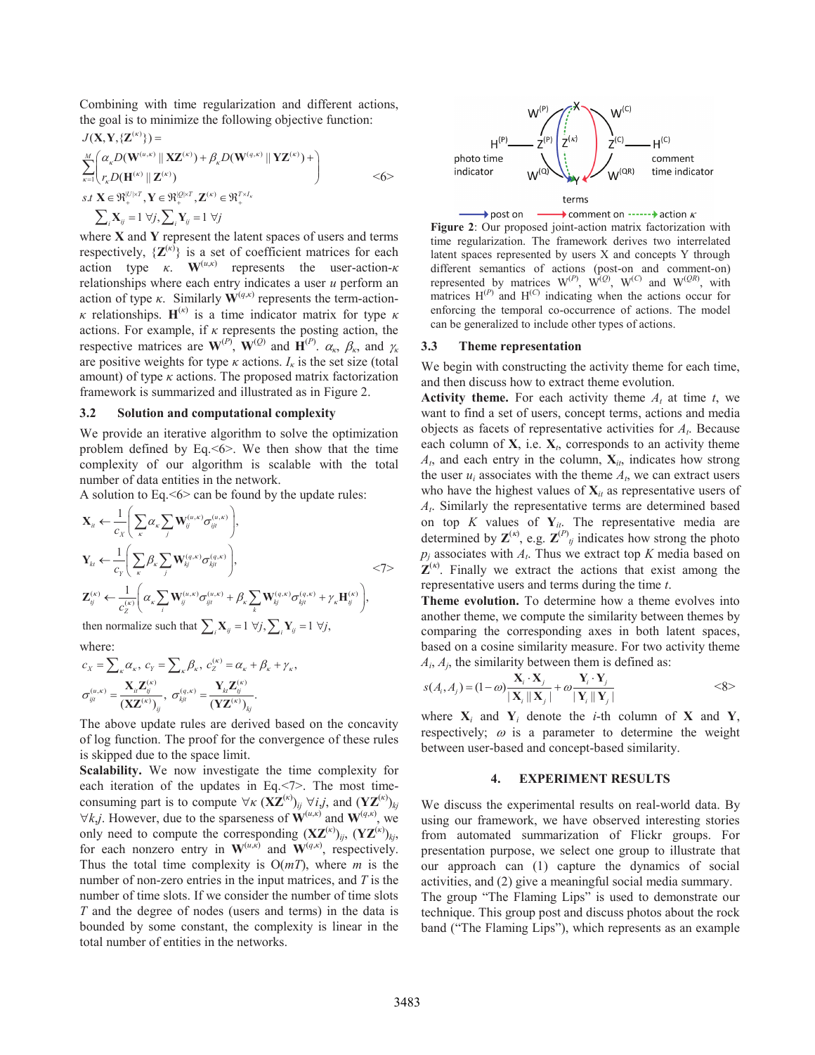Combining with time regularization and different actions, the goal is to minimize the following objective function:

$$J(\mathbf{X},\mathbf{Y},\{\mathbf{Z}^{(\kappa)}\}) = \sum_{\kappa=1}^{M}\left(\begin{array}{l}\alpha_\kappa D(\mathbf{W}^{(u,\kappa)} \| \mathbf{X}\mathbf{Z}^{(\kappa)}) + \beta_\kappa D(\mathbf{W}^{(q,\kappa)} \| \mathbf{Y}\mathbf{Z}^{(\kappa)}) + \\ r_\kappa D(\mathbf{H}^{(\kappa)} \| \mathbf{Z}^{(\kappa)})\end{array}\right) \quad <6>$$

$$s.t\ \mathbf{X} \in \Re_+^{|U|\times T}, \mathbf{Y} \in \Re_+^{|Q|\times T}, \mathbf{Z}^{(\kappa)} \in \Re_+^{T\times I_\kappa}$$

$$\sum_i \mathbf{X}_{ij} = 1\ \forall j, \sum_i \mathbf{Y}_{ij} = 1\ \forall j$$

where $\mathbf{X}$ and $\mathbf{Y}$ represent the latent spaces of users and terms respectively, $\{\mathbf{Z}^{(\kappa)}\}$ is a set of coefficient matrices for each action type $\kappa$. $\mathbf{W}^{(u,\kappa)}$ represents the user-action-$\kappa$ relationships where each entry indicates a user $u$ perform an action of type $\kappa$. Similarly $\mathbf{W}^{(q,\kappa)}$ represents the term-action-$\kappa$ relationships. $\mathbf{H}^{(\kappa)}$ is a time indicator matrix for type $\kappa$ actions. For example, if $\kappa$ represents the posting action, the respective matrices are $\mathbf{W}^{(P)}$, $\mathbf{W}^{(Q)}$ and $\mathbf{H}^{(P)}$. $\alpha_\kappa$, $\beta_\kappa$, and $\gamma_\kappa$ are positive weights for type $\kappa$ actions. $I_\kappa$ is the set size (total amount) of type $\kappa$ actions. The proposed matrix factorization framework is summarized and illustrated as in Figure 2.

### 3.2 Solution and computational complexity

We provide an iterative algorithm to solve the optimization problem defined by Eq.<6>. We then show that the time complexity of our algorithm is scalable with the total number of data entities in the network.

A solution to Eq.<6> can be found by the update rules:

$$\mathbf{X}_{it} \leftarrow \frac{1}{c_X}\left(\sum_\kappa \alpha_\kappa \sum_j \mathbf{W}_{ij}^{(u,\kappa)}\sigma_{ijt}^{(u,\kappa)}\right),$$

$$\mathbf{Y}_{kt} \leftarrow \frac{1}{c_Y}\left(\sum_\kappa \beta_\kappa \sum_j \mathbf{W}_{kj}^{(q,\kappa)}\sigma_{kjt}^{(q,\kappa)}\right), \quad <7>$$

$$\mathbf{Z}_{tj}^{(\kappa)} \leftarrow \frac{1}{c_Z^{(\kappa)}}\left(\alpha_\kappa \sum_i \mathbf{W}_{ij}^{(u,\kappa)}\sigma_{ijt}^{(u,\kappa)} + \beta_\kappa \sum_k \mathbf{W}_{kj}^{(q,\kappa)}\sigma_{kjt}^{(q,\kappa)} + \gamma_\kappa \mathbf{H}_{tj}^{(\kappa)}\right),$$

then normalize such that $\sum_i \mathbf{X}_{ij} = 1\ \forall j, \sum_i \mathbf{Y}_{ij} = 1\ \forall j,$

where:

$$c_X = \sum_\kappa \alpha_\kappa,\ c_Y = \sum_\kappa \beta_\kappa,\ c_Z^{(\kappa)} = \alpha_\kappa + \beta_\kappa + \gamma_\kappa,$$

$$\sigma_{ijt}^{(u,\kappa)} = \frac{\mathbf{X}_{it}\mathbf{Z}_{tj}^{(\kappa)}}{(\mathbf{X}\mathbf{Z}^{(\kappa)})_{ij}},\ \sigma_{kjt}^{(q,\kappa)} = \frac{\mathbf{Y}_{kt}\mathbf{Z}_{tj}^{(\kappa)}}{(\mathbf{Y}\mathbf{Z}^{(\kappa)})_{kj}}.$$

The above update rules are derived based on the concavity of log function. The proof for the convergence of these rules is skipped due to the space limit.

**Scalability.** We now investigate the time complexity for each iteration of the updates in Eq.<7>. The most time-consuming part is to compute $\forall\kappa$ $(\mathbf{X}\mathbf{Z}^{(\kappa)})_{ij}$ $\forall i,j$, and $(\mathbf{Y}\mathbf{Z}^{(\kappa)})_{kj}$ $\forall k,j$. However, due to the sparseness of $\mathbf{W}^{(u,\kappa)}$ and $\mathbf{W}^{(q,\kappa)}$, we only need to compute the corresponding $(\mathbf{X}\mathbf{Z}^{(\kappa)})_{ij}$, $(\mathbf{Y}\mathbf{Z}^{(\kappa)})_{kj}$, for each nonzero entry in $\mathbf{W}^{(u,\kappa)}$ and $\mathbf{W}^{(q,\kappa)}$, respectively. Thus the total time complexity is O($mT$), where $m$ is the number of non-zero entries in the input matrices, and $T$ is the number of time slots. If we consider the number of time slots $T$ and the degree of nodes (users and terms) in the data is bounded by some constant, the complexity is linear in the total number of entities in the networks.

**Figure 2**: Our proposed joint-action matrix factorization with time regularization. The framework derives two interrelated latent spaces represented by users X and concepts Y through different semantics of actions (post-on and comment-on) represented by matrices $W^{(P)}$, $W^{(Q)}$, $W^{(C)}$ and $W^{(QR)}$, with matrices $H^{(P)}$ and $H^{(C)}$ indicating when the actions occur for enforcing the temporal co-occurrence of actions. The model can be generalized to include other types of actions.

### 3.3 Theme representation

We begin with constructing the activity theme for each time, and then discuss how to extract theme evolution.

**Activity theme.** For each activity theme $A_t$ at time $t$, we want to find a set of users, concept terms, actions and media objects as facets of representative activities for $A_t$. Because each column of $\mathbf{X}$, i.e. $\mathbf{X}_t$, corresponds to an activity theme $A_t$, and each entry in the column, $\mathbf{X}_{it}$, indicates how strong the user $u_i$ associates with the theme $A_t$, we can extract users who have the highest values of $\mathbf{X}_{it}$ as representative users of $A_t$. Similarly the representative terms are determined based on top $K$ values of $\mathbf{Y}_{it}$. The representative media are determined by $\mathbf{Z}^{(\kappa)}$, e.g. $\mathbf{Z}^{(P)}_{tj}$ indicates how strong the photo $p_j$ associates with $A_t$. Thus we extract top $K$ media based on $\mathbf{Z}^{(\kappa)}$. Finally we extract the actions that exist among the representative users and terms during the time $t$.

**Theme evolution.** To determine how a theme evolves into another theme, we compute the similarity between themes by comparing the corresponding axes in both latent spaces, based on a cosine similarity measure. For two activity theme $A_i$, $A_j$, the similarity between them is defined as:

$$s(A_i, A_j) = (1-\omega)\frac{\mathbf{X}_i \cdot \mathbf{X}_j}{|\mathbf{X}_i||\mathbf{X}_j|} + \omega\frac{\mathbf{Y}_i \cdot \mathbf{Y}_j}{|\mathbf{Y}_i||\mathbf{Y}_j|} \quad <8>$$

where $\mathbf{X}_i$ and $\mathbf{Y}_i$ denote the $i$-th column of $\mathbf{X}$ and $\mathbf{Y}$, respectively; $\omega$ is a parameter to determine the weight between user-based and concept-based similarity.

## 4. EXPERIMENT RESULTS

We discuss the experimental results on real-world data. By using our framework, we have observed interesting stories from automated summarization of Flickr groups. For presentation purpose, we select one group to illustrate that our approach can (1) capture the dynamics of social activities, and (2) give a meaningful social media summary.

The group "The Flaming Lips" is used to demonstrate our technique. This group post and discuss photos about the rock band ("The Flaming Lips"), which represents as an example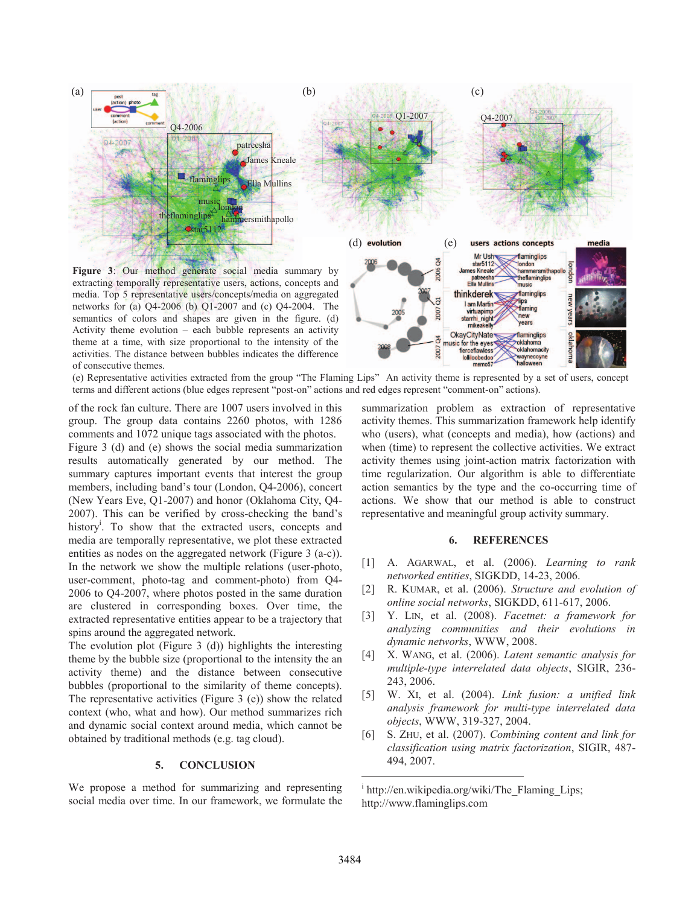(a) (b) (c)

(d) evolution (e) users actions concepts media

**Figure 3**: Our method generate social media summary by extracting temporally representative users, actions, concepts and media. Top 5 representative users/concepts/media on aggregated networks for (a) Q4-2006 (b) Q1-2007 and (c) Q4-2004. The semantics of colors and shapes are given in the figure. (d) Activity theme evolution – each bubble represents an activity theme at a time, with size proportional to the intensity of the activities. The distance between bubbles indicates the difference of consecutive themes.

(e) Representative activities extracted from the group "The Flaming Lips" An activity theme is represented by a set of users, concept terms and different actions (blue edges represent "post-on" actions and red edges represent "comment-on" actions).

of the rock fan culture. There are 1007 users involved in this group. The group data contains 2260 photos, with 1286 comments and 1072 unique tags associated with the photos.

Figure 3 (d) and (e) shows the social media summarization results automatically generated by our method. The summary captures important events that interest the group members, including band's tour (London, Q4-2006), concert (New Years Eve, Q1-2007) and honor (Oklahoma City, Q4-2007). This can be verified by cross-checking the band's history[i]. To show that the extracted users, concepts and media are temporally representative, we plot these extracted entities as nodes on the aggregated network (Figure 3 (a-c)). In the network we show the multiple relations (user-photo, user-comment, photo-tag and comment-photo) from Q4-2006 to Q4-2007, where photos posted in the same duration are clustered in corresponding boxes. Over time, the extracted representative entities appear to be a trajectory that spins around the aggregated network.

The evolution plot (Figure 3 (d)) highlights the interesting theme by the bubble size (proportional to the intensity the an activity theme) and the distance between consecutive bubbles (proportional to the similarity of theme concepts). The representative activities (Figure 3 (e)) show the related context (who, what and how). Our method summarizes rich and dynamic social context around media, which cannot be obtained by traditional methods (e.g. tag cloud).

## 5. CONCLUSION

We propose a method for summarizing and representing social media over time. In our framework, we formulate the summarization problem as extraction of representative activity themes. This summarization framework help identify who (users), what (concepts and media), how (actions) and when (time) to represent the collective activities. We extract activity themes using joint-action matrix factorization with time regularization. Our algorithm is able to differentiate action semantics by the type and the co-occurring time of actions. We show that our method is able to construct representative and meaningful group activity summary.

## 6. REFERENCES

[1] A. Agarwal, et al. (2006). *Learning to rank networked entities*, SIGKDD, 14-23, 2006.

[2] R. Kumar, et al. (2006). *Structure and evolution of online social networks*, SIGKDD, 611-617, 2006.

[3] Y. Lin, et al. (2008). *Facetnet: a framework for analyzing communities and their evolutions in dynamic networks*, WWW, 2008.

[4] X. Wang, et al. (2006). *Latent semantic analysis for multiple-type interrelated data objects*, SIGIR, 236-243, 2006.

[5] W. Xi, et al. (2004). *Link fusion: a unified link analysis framework for multi-type interrelated data objects*, WWW, 319-327, 2004.

[6] S. Zhu, et al. (2007). *Combining content and link for classification using matrix factorization*, SIGIR, 487-494, 2007.

---

[i] http://en.wikipedia.org/wiki/The_Flaming_Lips; http://www.flaminglips.com